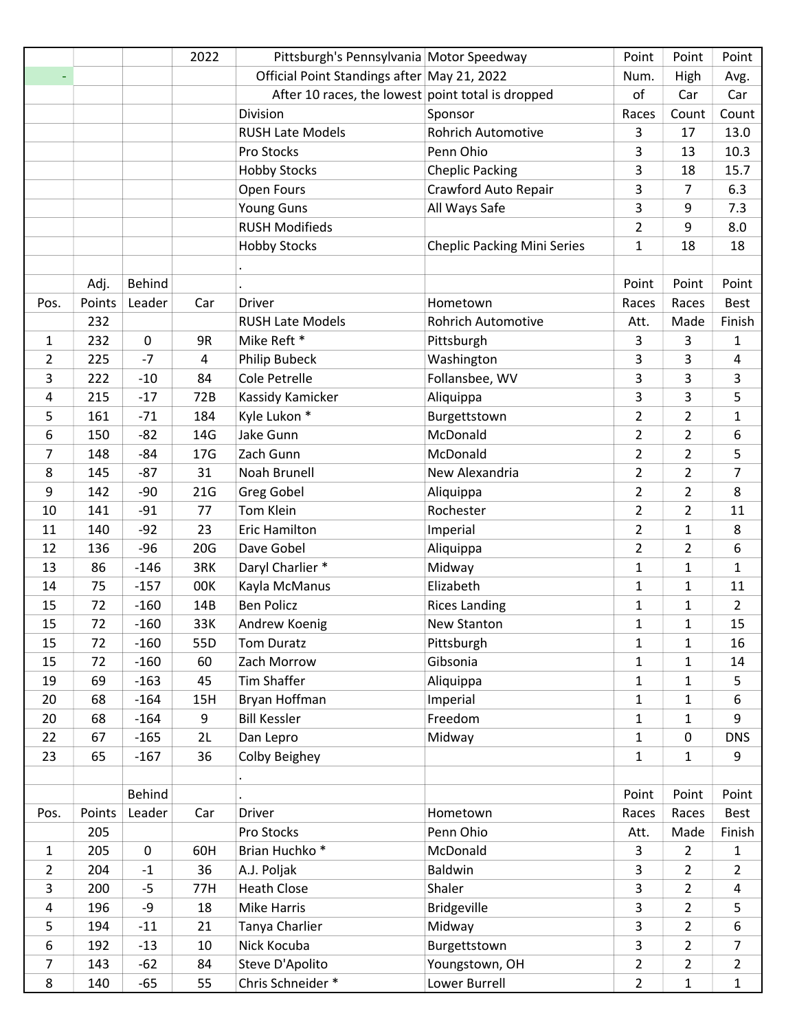|  |  |  | 2022 | Pittsburgh's Pennsylvania | Motor Speedway | Point | Point | Point |
|---|---|---|---|---|---|---|---|---|
| - |  |  |  | Official Point Standings after | May 21, 2022 | Num. | High | Avg. |
|  |  |  |  | After 10 races, the lowest | point total is dropped | of | Car | Car |
|  |  |  |  | Division | Sponsor | Races | Count | Count |
|  |  |  |  | RUSH Late Models | Rohrich Automotive | 3 | 17 | 13.0 |
|  |  |  |  | Pro Stocks | Penn Ohio | 3 | 13 | 10.3 |
|  |  |  |  | Hobby Stocks | Cheplic Packing | 3 | 18 | 15.7 |
|  |  |  |  | Open Fours | Crawford Auto Repair | 3 | 7 | 6.3 |
|  |  |  |  | Young Guns | All Ways Safe | 3 | 9 | 7.3 |
|  |  |  |  | RUSH Modifieds |  | 2 | 9 | 8.0 |
|  |  |  |  | Hobby Stocks | Cheplic Packing Mini Series | 1 | 18 | 18 |

| Pos. | Adj. Points | Behind Leader | Car | Driver | Hometown | Point Races Att. | Point Races Made | Point Best Finish |
|---|---|---|---|---|---|---|---|---|
|  | 232 |  |  | RUSH Late Models | Rohrich Automotive |  |  |  |
| 1 | 232 | 0 | 9R | Mike Reft * | Pittsburgh | 3 | 3 | 1 |
| 2 | 225 | -7 | 4 | Philip Bubeck | Washington | 3 | 3 | 4 |
| 3 | 222 | -10 | 84 | Cole Petrelle | Follansbee, WV | 3 | 3 | 3 |
| 4 | 215 | -17 | 72B | Kassidy Kamicker | Aliquippa | 3 | 3 | 5 |
| 5 | 161 | -71 | 184 | Kyle Lukon * | Burgettstown | 2 | 2 | 1 |
| 6 | 150 | -82 | 14G | Jake Gunn | McDonald | 2 | 2 | 6 |
| 7 | 148 | -84 | 17G | Zach Gunn | McDonald | 2 | 2 | 5 |
| 8 | 145 | -87 | 31 | Noah Brunell | New Alexandria | 2 | 2 | 7 |
| 9 | 142 | -90 | 21G | Greg Gobel | Aliquippa | 2 | 2 | 8 |
| 10 | 141 | -91 | 77 | Tom Klein | Rochester | 2 | 2 | 11 |
| 11 | 140 | -92 | 23 | Eric Hamilton | Imperial | 2 | 1 | 8 |
| 12 | 136 | -96 | 20G | Dave Gobel | Aliquippa | 2 | 2 | 6 |
| 13 | 86 | -146 | 3RK | Daryl Charlier * | Midway | 1 | 1 | 1 |
| 14 | 75 | -157 | 00K | Kayla McManus | Elizabeth | 1 | 1 | 11 |
| 15 | 72 | -160 | 14B | Ben Policz | Rices Landing | 1 | 1 | 2 |
| 15 | 72 | -160 | 33K | Andrew Koenig | New Stanton | 1 | 1 | 15 |
| 15 | 72 | -160 | 55D | Tom Duratz | Pittsburgh | 1 | 1 | 16 |
| 15 | 72 | -160 | 60 | Zach Morrow | Gibsonia | 1 | 1 | 14 |
| 19 | 69 | -163 | 45 | Tim Shaffer | Aliquippa | 1 | 1 | 5 |
| 20 | 68 | -164 | 15H | Bryan Hoffman | Imperial | 1 | 1 | 6 |
| 20 | 68 | -164 | 9 | Bill Kessler | Freedom | 1 | 1 | 9 |
| 22 | 67 | -165 | 2L | Dan Lepro | Midway | 1 | 0 | DNS |
| 23 | 65 | -167 | 36 | Colby Beighey |  | 1 | 1 | 9 |

| Pos. | Points | Behind Leader | Car | Driver | Hometown | Point Races Att. | Point Races Made | Point Best Finish |
|---|---|---|---|---|---|---|---|---|
|  | 205 |  |  | Pro Stocks | Penn Ohio |  |  |  |
| 1 | 205 | 0 | 60H | Brian Huchko * | McDonald | 3 | 2 | 1 |
| 2 | 204 | -1 | 36 | A.J. Poljak | Baldwin | 3 | 2 | 2 |
| 3 | 200 | -5 | 77H | Heath Close | Shaler | 3 | 2 | 4 |
| 4 | 196 | -9 | 18 | Mike Harris | Bridgeville | 3 | 2 | 5 |
| 5 | 194 | -11 | 21 | Tanya Charlier | Midway | 3 | 2 | 6 |
| 6 | 192 | -13 | 10 | Nick Kocuba | Burgettstown | 3 | 2 | 7 |
| 7 | 143 | -62 | 84 | Steve D'Apolito | Youngstown, OH | 2 | 2 | 2 |
| 8 | 140 | -65 | 55 | Chris Schneider * | Lower Burrell | 2 | 1 | 1 |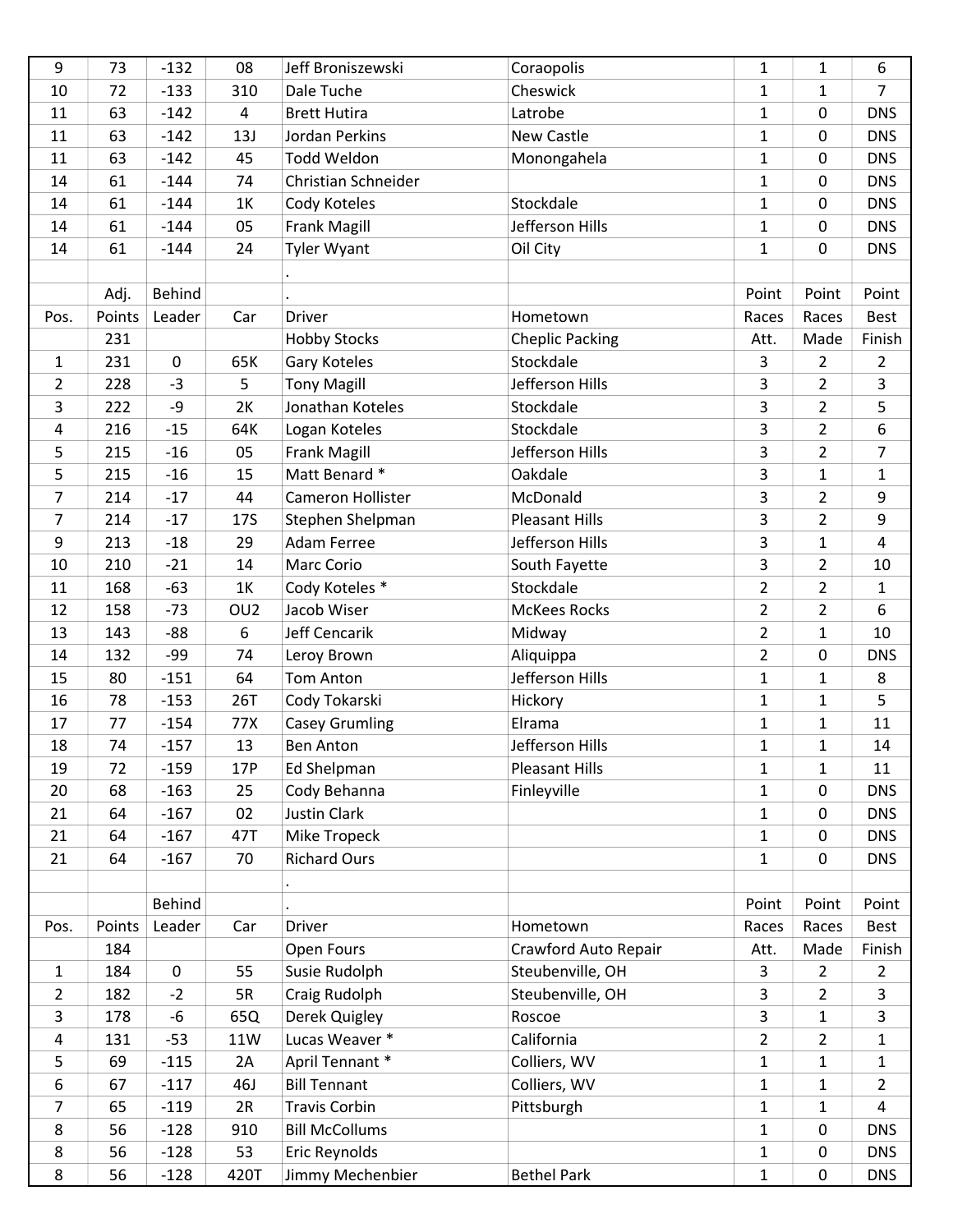| 9 | 73 | -132 | 08 | Jeff Broniszewski | Coraopolis | 1 | 1 | 6 |
|---|---|---|---|---|---|---|---|---|
| 10 | 72 | -133 | 310 | Dale Tuche | Cheswick | 1 | 1 | 7 |
| 11 | 63 | -142 | 4 | Brett Hutira | Latrobe | 1 | 0 | DNS |
| 11 | 63 | -142 | 13J | Jordan Perkins | New Castle | 1 | 0 | DNS |
| 11 | 63 | -142 | 45 | Todd Weldon | Monongahela | 1 | 0 | DNS |
| 14 | 61 | -144 | 74 | Christian Schneider | | 1 | 0 | DNS |
| 14 | 61 | -144 | 1K | Cody Koteles | Stockdale | 1 | 0 | DNS |
| 14 | 61 | -144 | 05 | Frank Magill | Jefferson Hills | 1 | 0 | DNS |
| 14 | 61 | -144 | 24 | Tyler Wyant | Oil City | 1 | 0 | DNS |

| | Adj. | Behind | | . | | Point | Point | Point |
|---|---|---|---|---|---|---|---|---|
| Pos. | Points | Leader | Car | Driver | Hometown | Races | Races | Best |
| | 231 | | | Hobby Stocks | Cheplic Packing | Att. | Made | Finish |
| 1 | 231 | 0 | 65K | Gary Koteles | Stockdale | 3 | 2 | 2 |
| 2 | 228 | -3 | 5 | Tony Magill | Jefferson Hills | 3 | 2 | 3 |
| 3 | 222 | -9 | 2K | Jonathan Koteles | Stockdale | 3 | 2 | 5 |
| 4 | 216 | -15 | 64K | Logan Koteles | Stockdale | 3 | 2 | 6 |
| 5 | 215 | -16 | 05 | Frank Magill | Jefferson Hills | 3 | 2 | 7 |
| 5 | 215 | -16 | 15 | Matt Benard * | Oakdale | 3 | 1 | 1 |
| 7 | 214 | -17 | 44 | Cameron Hollister | McDonald | 3 | 2 | 9 |
| 7 | 214 | -17 | 17S | Stephen Shelpman | Pleasant Hills | 3 | 2 | 9 |
| 9 | 213 | -18 | 29 | Adam Ferree | Jefferson Hills | 3 | 1 | 4 |
| 10 | 210 | -21 | 14 | Marc Corio | South Fayette | 3 | 2 | 10 |
| 11 | 168 | -63 | 1K | Cody Koteles * | Stockdale | 2 | 2 | 1 |
| 12 | 158 | -73 | OU2 | Jacob Wiser | McKees Rocks | 2 | 2 | 6 |
| 13 | 143 | -88 | 6 | Jeff Cencarik | Midway | 2 | 1 | 10 |
| 14 | 132 | -99 | 74 | Leroy Brown | Aliquippa | 2 | 0 | DNS |
| 15 | 80 | -151 | 64 | Tom Anton | Jefferson Hills | 1 | 1 | 8 |
| 16 | 78 | -153 | 26T | Cody Tokarski | Hickory | 1 | 1 | 5 |
| 17 | 77 | -154 | 77X | Casey Grumling | Elrama | 1 | 1 | 11 |
| 18 | 74 | -157 | 13 | Ben Anton | Jefferson Hills | 1 | 1 | 14 |
| 19 | 72 | -159 | 17P | Ed Shelpman | Pleasant Hills | 1 | 1 | 11 |
| 20 | 68 | -163 | 25 | Cody Behanna | Finleyville | 1 | 0 | DNS |
| 21 | 64 | -167 | 02 | Justin Clark | | 1 | 0 | DNS |
| 21 | 64 | -167 | 47T | Mike Tropeck | | 1 | 0 | DNS |
| 21 | 64 | -167 | 70 | Richard Ours | | 1 | 0 | DNS |

| | | Behind | | . | | Point | Point | Point |
|---|---|---|---|---|---|---|---|---|
| Pos. | Points | Leader | Car | Driver | Hometown | Races | Races | Best |
| | 184 | | | Open Fours | Crawford Auto Repair | Att. | Made | Finish |
| 1 | 184 | 0 | 55 | Susie Rudolph | Steubenville, OH | 3 | 2 | 2 |
| 2 | 182 | -2 | 5R | Craig Rudolph | Steubenville, OH | 3 | 2 | 3 |
| 3 | 178 | -6 | 65Q | Derek Quigley | Roscoe | 3 | 1 | 3 |
| 4 | 131 | -53 | 11W | Lucas Weaver * | California | 2 | 2 | 1 |
| 5 | 69 | -115 | 2A | April Tennant * | Colliers, WV | 1 | 1 | 1 |
| 6 | 67 | -117 | 46J | Bill Tennant | Colliers, WV | 1 | 1 | 2 |
| 7 | 65 | -119 | 2R | Travis Corbin | Pittsburgh | 1 | 1 | 4 |
| 8 | 56 | -128 | 910 | Bill McCollums | | 1 | 0 | DNS |
| 8 | 56 | -128 | 53 | Eric Reynolds | | 1 | 0 | DNS |
| 8 | 56 | -128 | 420T | Jimmy Mechenbier | Bethel Park | 1 | 0 | DNS |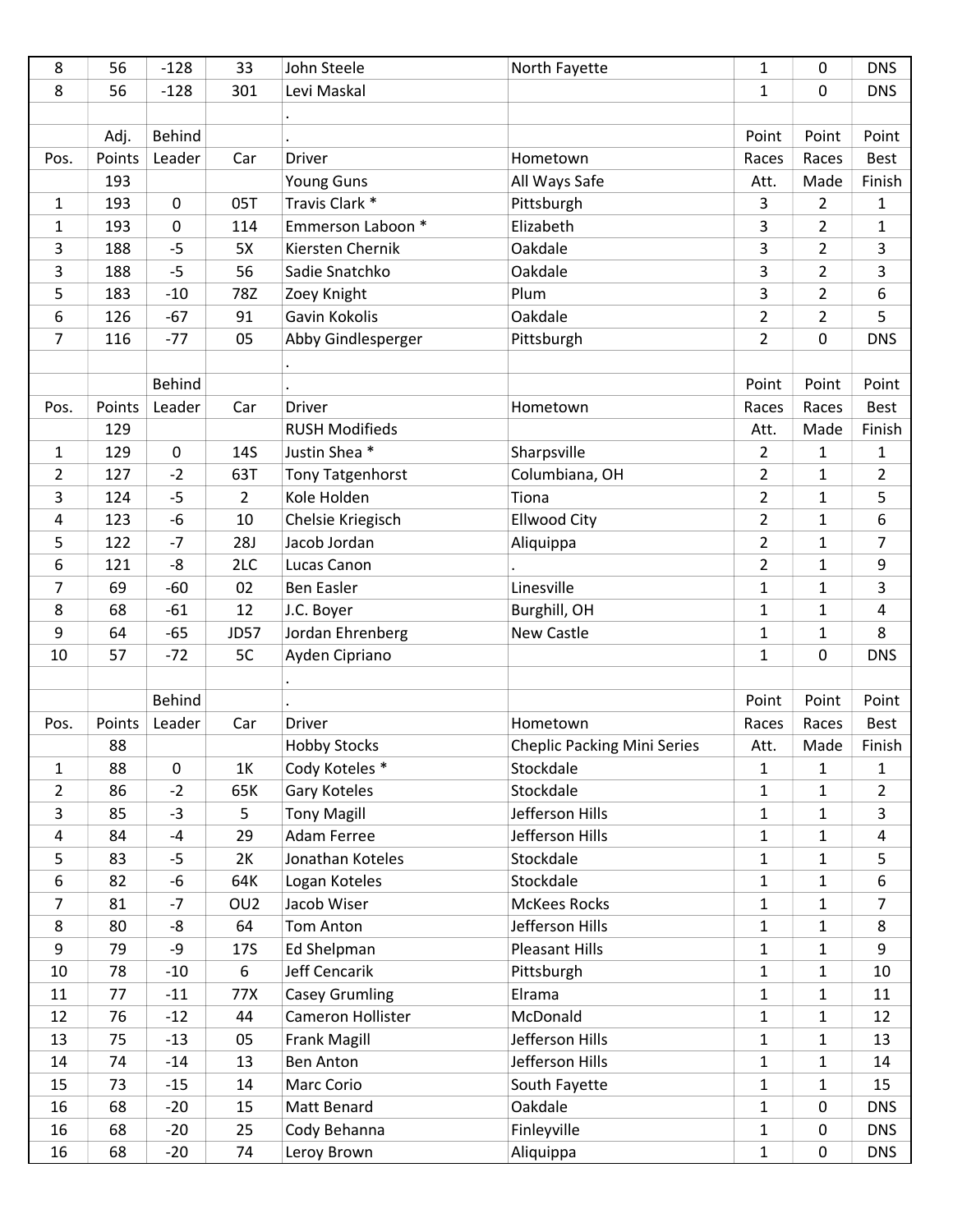| | | | | | | | | |
|---|---|---|---|---|---|---|---|---|
| 8 | 56 | -128 | 33 | John Steele | North Fayette | 1 | 0 | DNS |
| 8 | 56 | -128 | 301 | Levi Maskal | | 1 | 0 | DNS |
| | | | | . | | | | |
| | Adj. | Behind | | . | | Point | Point | Point |
| Pos. | Points | Leader | Car | Driver | Hometown | Races | Races | Best |
| | 193 | | | Young Guns | All Ways Safe | Att. | Made | Finish |
| 1 | 193 | 0 | 05T | Travis Clark * | Pittsburgh | 3 | 2 | 1 |
| 1 | 193 | 0 | 114 | Emmerson Laboon * | Elizabeth | 3 | 2 | 1 |
| 3 | 188 | -5 | 5X | Kiersten Chernik | Oakdale | 3 | 2 | 3 |
| 3 | 188 | -5 | 56 | Sadie Snatchko | Oakdale | 3 | 2 | 3 |
| 5 | 183 | -10 | 78Z | Zoey Knight | Plum | 3 | 2 | 6 |
| 6 | 126 | -67 | 91 | Gavin Kokolis | Oakdale | 2 | 2 | 5 |
| 7 | 116 | -77 | 05 | Abby Gindlesperger | Pittsburgh | 2 | 0 | DNS |
| | | | | . | | | | |
| | | Behind | | . | | Point | Point | Point |
| Pos. | Points | Leader | Car | Driver | Hometown | Races | Races | Best |
| | 129 | | | RUSH Modifieds | | Att. | Made | Finish |
| 1 | 129 | 0 | 14S | Justin Shea * | Sharpsville | 2 | 1 | 1 |
| 2 | 127 | -2 | 63T | Tony Tatgenhorst | Columbiana, OH | 2 | 1 | 2 |
| 3 | 124 | -5 | 2 | Kole Holden | Tiona | 2 | 1 | 5 |
| 4 | 123 | -6 | 10 | Chelsie Kriegisch | Ellwood City | 2 | 1 | 6 |
| 5 | 122 | -7 | 28J | Jacob Jordan | Aliquippa | 2 | 1 | 7 |
| 6 | 121 | -8 | 2LC | Lucas Canon | . | 2 | 1 | 9 |
| 7 | 69 | -60 | 02 | Ben Easler | Linesville | 1 | 1 | 3 |
| 8 | 68 | -61 | 12 | J.C. Boyer | Burghill, OH | 1 | 1 | 4 |
| 9 | 64 | -65 | JD57 | Jordan Ehrenberg | New Castle | 1 | 1 | 8 |
| 10 | 57 | -72 | 5C | Ayden Cipriano | | 1 | 0 | DNS |
| | | | | . | | | | |
| | | Behind | | . | | Point | Point | Point |
| Pos. | Points | Leader | Car | Driver | Hometown | Races | Races | Best |
| | 88 | | | Hobby Stocks | Cheplic Packing Mini Series | Att. | Made | Finish |
| 1 | 88 | 0 | 1K | Cody Koteles * | Stockdale | 1 | 1 | 1 |
| 2 | 86 | -2 | 65K | Gary Koteles | Stockdale | 1 | 1 | 2 |
| 3 | 85 | -3 | 5 | Tony Magill | Jefferson Hills | 1 | 1 | 3 |
| 4 | 84 | -4 | 29 | Adam Ferree | Jefferson Hills | 1 | 1 | 4 |
| 5 | 83 | -5 | 2K | Jonathan Koteles | Stockdale | 1 | 1 | 5 |
| 6 | 82 | -6 | 64K | Logan Koteles | Stockdale | 1 | 1 | 6 |
| 7 | 81 | -7 | OU2 | Jacob Wiser | McKees Rocks | 1 | 1 | 7 |
| 8 | 80 | -8 | 64 | Tom Anton | Jefferson Hills | 1 | 1 | 8 |
| 9 | 79 | -9 | 17S | Ed Shelpman | Pleasant Hills | 1 | 1 | 9 |
| 10 | 78 | -10 | 6 | Jeff Cencarik | Pittsburgh | 1 | 1 | 10 |
| 11 | 77 | -11 | 77X | Casey Grumling | Elrama | 1 | 1 | 11 |
| 12 | 76 | -12 | 44 | Cameron Hollister | McDonald | 1 | 1 | 12 |
| 13 | 75 | -13 | 05 | Frank Magill | Jefferson Hills | 1 | 1 | 13 |
| 14 | 74 | -14 | 13 | Ben Anton | Jefferson Hills | 1 | 1 | 14 |
| 15 | 73 | -15 | 14 | Marc Corio | South Fayette | 1 | 1 | 15 |
| 16 | 68 | -20 | 15 | Matt Benard | Oakdale | 1 | 0 | DNS |
| 16 | 68 | -20 | 25 | Cody Behanna | Finleyville | 1 | 0 | DNS |
| 16 | 68 | -20 | 74 | Leroy Brown | Aliquippa | 1 | 0 | DNS |